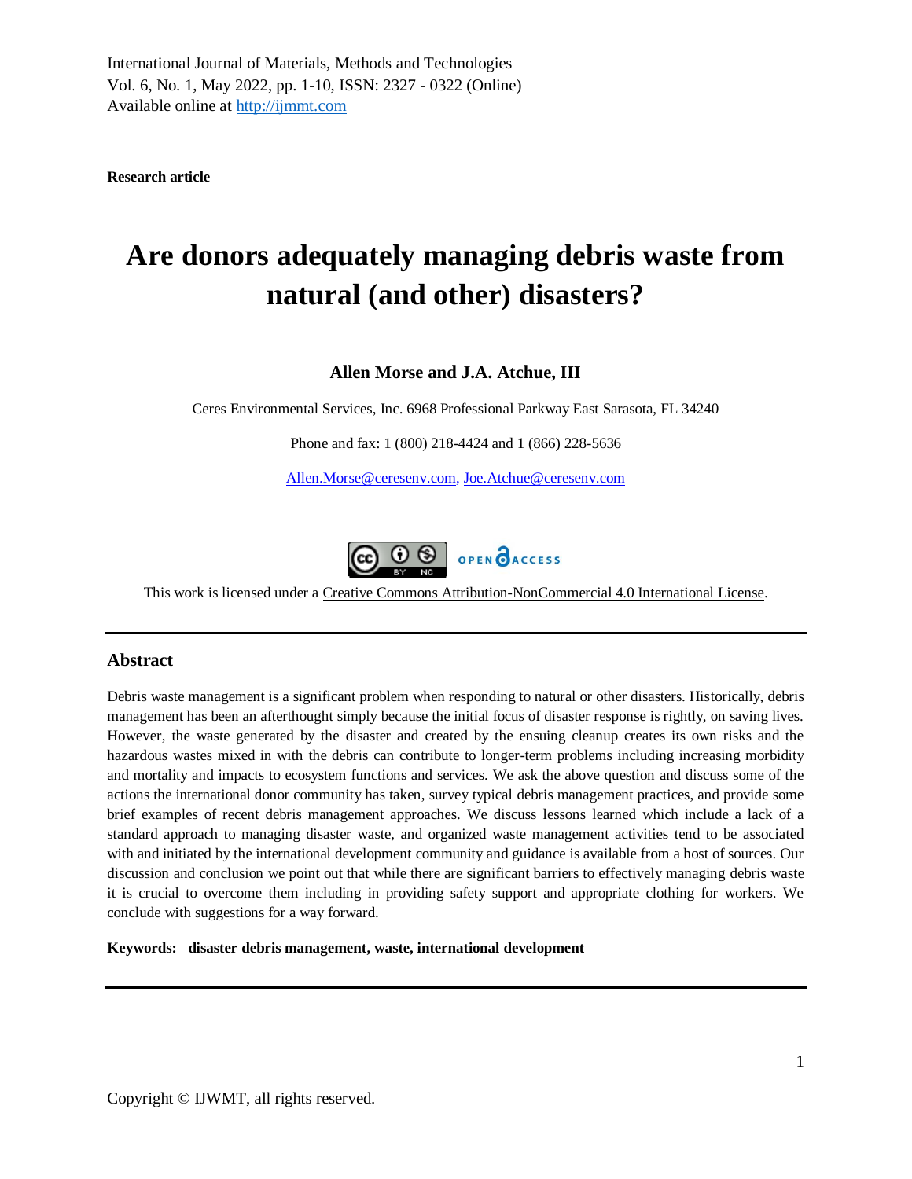International Journal of Materials, Methods and Technologies
Vol. 6, No. 1, May 2022, pp. 1-10, ISSN: 2327 - 0322 (Online)
Available online at http://ijmmt.com

**Research article**

# Are donors adequately managing debris waste from natural (and other) disasters?

**Allen Morse and J.A. Atchue, III**

Ceres Environmental Services, Inc. 6968 Professional Parkway East Sarasota, FL 34240

Phone and fax: 1 (800) 218-4424 and 1 (866) 228-5636

Allen.Morse@ceresenv.com, Joe.Atchue@ceresenv.com

This work is licensed under a Creative Commons Attribution-NonCommercial 4.0 International License.

---

## Abstract

Debris waste management is a significant problem when responding to natural or other disasters. Historically, debris management has been an afterthought simply because the initial focus of disaster response is rightly, on saving lives. However, the waste generated by the disaster and created by the ensuing cleanup creates its own risks and the hazardous wastes mixed in with the debris can contribute to longer-term problems including increasing morbidity and mortality and impacts to ecosystem functions and services. We ask the above question and discuss some of the actions the international donor community has taken, survey typical debris management practices, and provide some brief examples of recent debris management approaches. We discuss lessons learned which include a lack of a standard approach to managing disaster waste, and organized waste management activities tend to be associated with and initiated by the international development community and guidance is available from a host of sources. Our discussion and conclusion we point out that while there are significant barriers to effectively managing debris waste it is crucial to overcome them including in providing safety support and appropriate clothing for workers. We conclude with suggestions for a way forward.

**Keywords: disaster debris management, waste, international development**

---

Copyright © IJWMT, all rights reserved.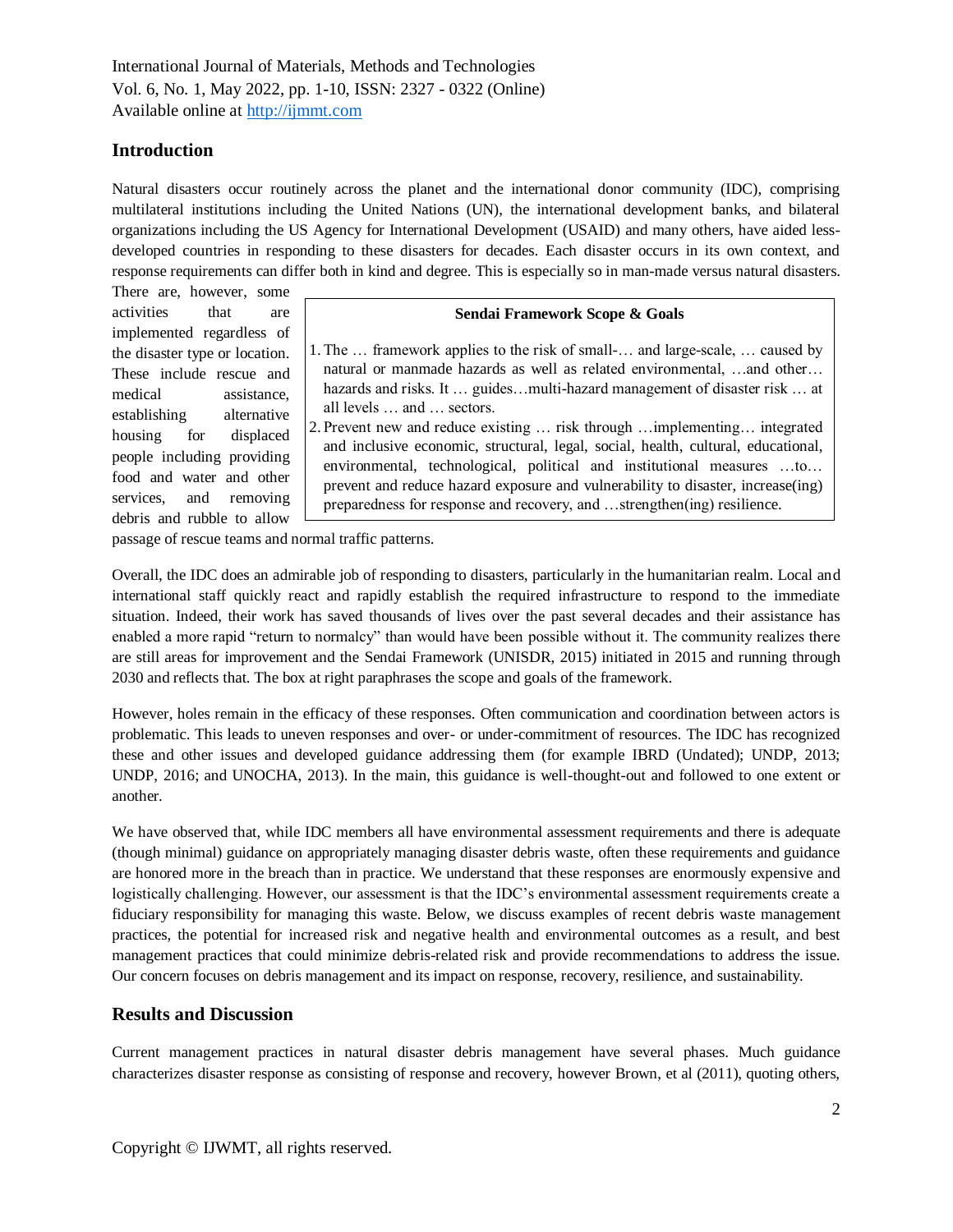## Introduction

Natural disasters occur routinely across the planet and the international donor community (IDC), comprising multilateral institutions including the United Nations (UN), the international development banks, and bilateral organizations including the US Agency for International Development (USAID) and many others, have aided less-developed countries in responding to these disasters for decades. Each disaster occurs in its own context, and response requirements can differ both in kind and degree. This is especially so in man-made versus natural disasters. There are, however, some activities that are implemented regardless of the disaster type or location. These include rescue and medical assistance, establishing alternative housing for displaced people including providing food and water and other services, and removing debris and rubble to allow passage of rescue teams and normal traffic patterns.

> **Sendai Framework Scope & Goals**
>
> 1. The … framework applies to the risk of small-… and large-scale, … caused by natural or manmade hazards as well as related environmental, …and other… hazards and risks. It … guides…multi-hazard management of disaster risk … at all levels … and … sectors.
> 2. Prevent new and reduce existing … risk through …implementing… integrated and inclusive economic, structural, legal, social, health, cultural, educational, environmental, technological, political and institutional measures …to… prevent and reduce hazard exposure and vulnerability to disaster, increase(ing) preparedness for response and recovery, and …strengthen(ing) resilience.

Overall, the IDC does an admirable job of responding to disasters, particularly in the humanitarian realm. Local and international staff quickly react and rapidly establish the required infrastructure to respond to the immediate situation. Indeed, their work has saved thousands of lives over the past several decades and their assistance has enabled a more rapid "return to normalcy" than would have been possible without it. The community realizes there are still areas for improvement and the Sendai Framework (UNISDR, 2015) initiated in 2015 and running through 2030 and reflects that. The box at right paraphrases the scope and goals of the framework.

However, holes remain in the efficacy of these responses. Often communication and coordination between actors is problematic. This leads to uneven responses and over- or under-commitment of resources. The IDC has recognized these and other issues and developed guidance addressing them (for example IBRD (Undated); UNDP, 2013; UNDP, 2016; and UNOCHA, 2013). In the main, this guidance is well-thought-out and followed to one extent or another.

We have observed that, while IDC members all have environmental assessment requirements and there is adequate (though minimal) guidance on appropriately managing disaster debris waste, often these requirements and guidance are honored more in the breach than in practice. We understand that these responses are enormously expensive and logistically challenging. However, our assessment is that the IDC's environmental assessment requirements create a fiduciary responsibility for managing this waste. Below, we discuss examples of recent debris waste management practices, the potential for increased risk and negative health and environmental outcomes as a result, and best management practices that could minimize debris-related risk and provide recommendations to address the issue. Our concern focuses on debris management and its impact on response, recovery, resilience, and sustainability.

## Results and Discussion

Current management practices in natural disaster debris management have several phases. Much guidance characterizes disaster response as consisting of response and recovery, however Brown, et al (2011), quoting others,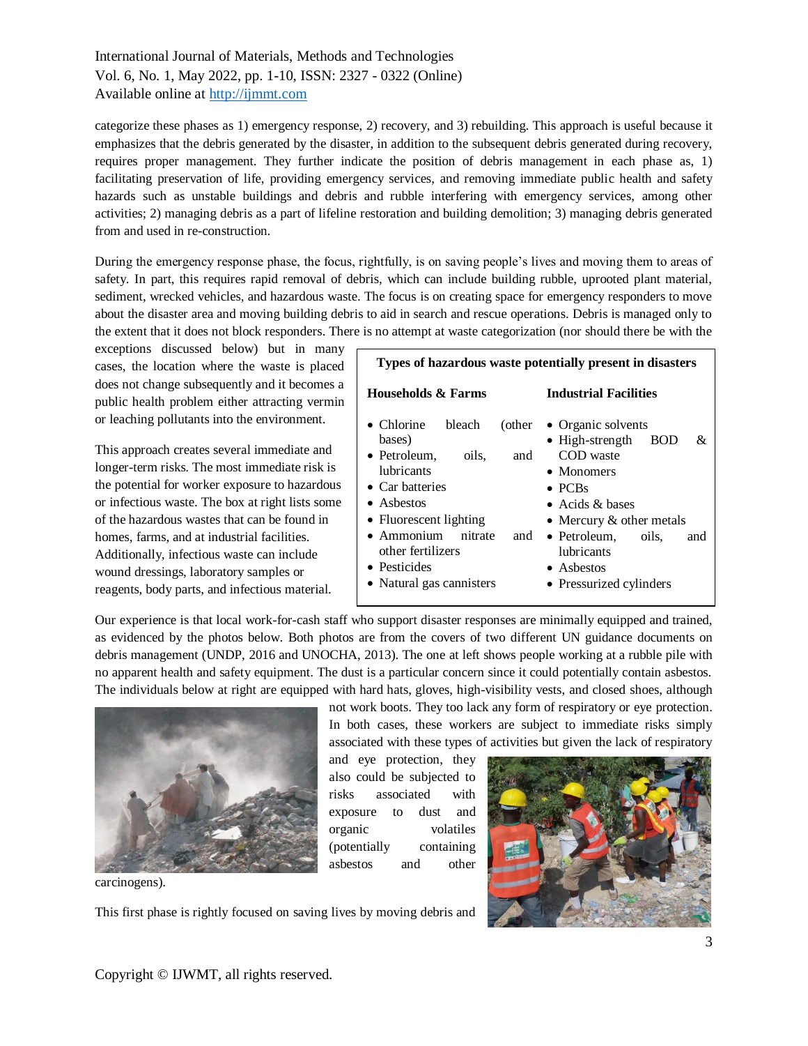categorize these phases as 1) emergency response, 2) recovery, and 3) rebuilding. This approach is useful because it emphasizes that the debris generated by the disaster, in addition to the subsequent debris generated during recovery, requires proper management. They further indicate the position of debris management in each phase as, 1) facilitating preservation of life, providing emergency services, and removing immediate public health and safety hazards such as unstable buildings and debris and rubble interfering with emergency services, among other activities; 2) managing debris as a part of lifeline restoration and building demolition; 3) managing debris generated from and used in re-construction.

During the emergency response phase, the focus, rightfully, is on saving people's lives and moving them to areas of safety. In part, this requires rapid removal of debris, which can include building rubble, uprooted plant material, sediment, wrecked vehicles, and hazardous waste. The focus is on creating space for emergency responders to move about the disaster area and moving building debris to aid in search and rescue operations. Debris is managed only to the extent that it does not block responders. There is no attempt at waste categorization (nor should there be with the exceptions discussed below) but in many cases, the location where the waste is placed does not change subsequently and it becomes a public health problem either attracting vermin or leaching pollutants into the environment.

This approach creates several immediate and longer-term risks. The most immediate risk is the potential for worker exposure to hazardous or infectious waste. The box at right lists some of the hazardous wastes that can be found in homes, farms, and at industrial facilities. Additionally, infectious waste can include wound dressings, laboratory samples or reagents, body parts, and infectious material.

**Types of hazardous waste potentially present in disasters**

| Households & Farms | Industrial Facilities |
|---|---|
| • Chlorine bleach (other bases) | • Organic solvents |
| • Petroleum, oils, and lubricants | • High-strength BOD & COD waste |
| • Car batteries | • Monomers |
| • Asbestos | • PCBs |
| • Fluorescent lighting | • Acids & bases |
| • Ammonium nitrate and other fertilizers | • Mercury & other metals |
| • Pesticides | • Petroleum, oils, and lubricants |
| • Natural gas cannisters | • Asbestos |
| | • Pressurized cylinders |

Our experience is that local work-for-cash staff who support disaster responses are minimally equipped and trained, as evidenced by the photos below. Both photos are from the covers of two different UN guidance documents on debris management (UNDP, 2016 and UNOCHA, 2013). The one at left shows people working at a rubble pile with no apparent health and safety equipment. The dust is a particular concern since it could potentially contain asbestos. The individuals below at right are equipped with hard hats, gloves, high-visibility vests, and closed shoes, although not work boots. They too lack any form of respiratory or eye protection. In both cases, these workers are subject to immediate risks simply associated with these types of activities but given the lack of respiratory and eye protection, they also could be subjected to risks associated with exposure to dust and organic volatiles (potentially containing asbestos and other carcinogens).

This first phase is rightly focused on saving lives by moving debris and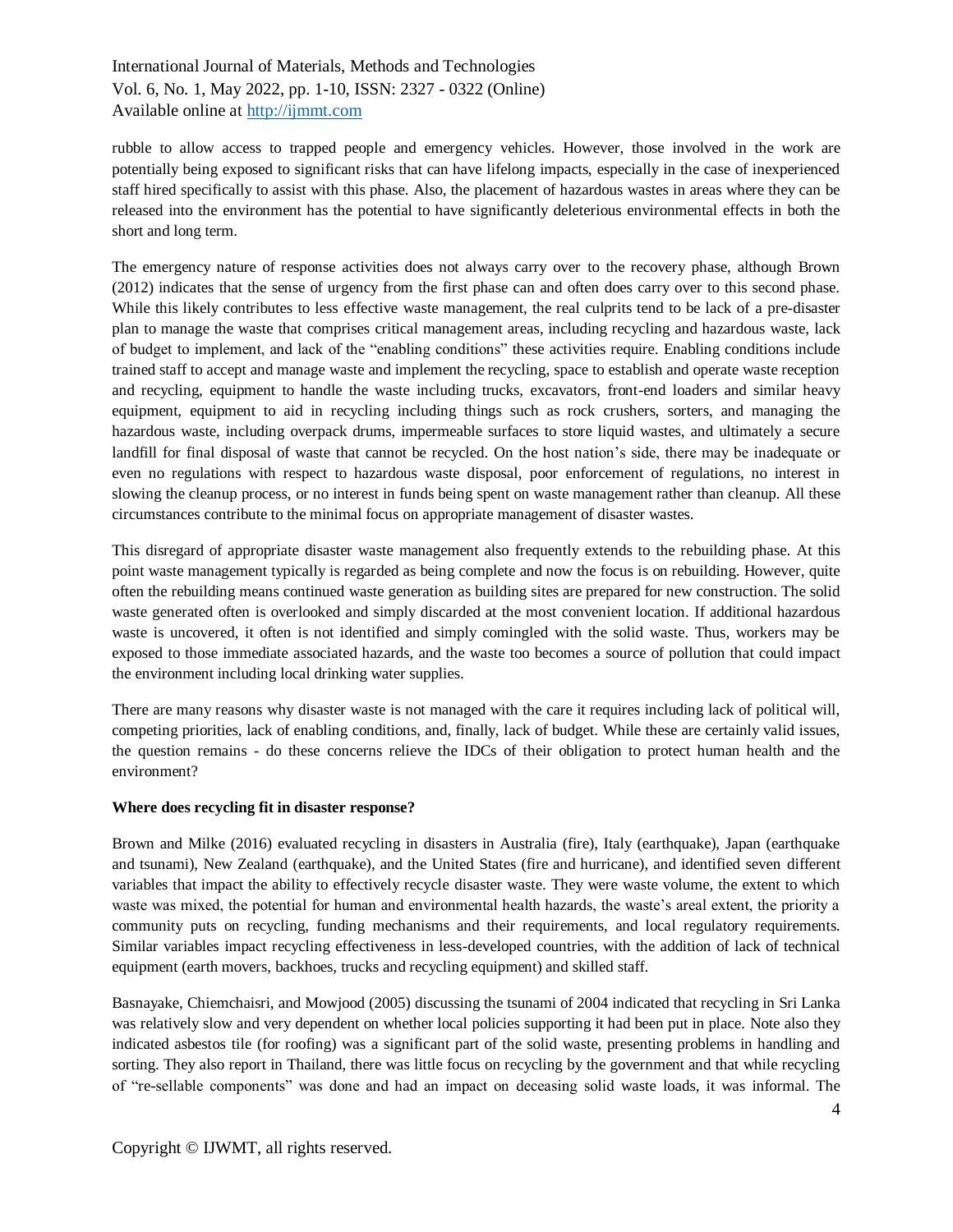rubble to allow access to trapped people and emergency vehicles. However, those involved in the work are potentially being exposed to significant risks that can have lifelong impacts, especially in the case of inexperienced staff hired specifically to assist with this phase. Also, the placement of hazardous wastes in areas where they can be released into the environment has the potential to have significantly deleterious environmental effects in both the short and long term.

The emergency nature of response activities does not always carry over to the recovery phase, although Brown (2012) indicates that the sense of urgency from the first phase can and often does carry over to this second phase. While this likely contributes to less effective waste management, the real culprits tend to be lack of a pre-disaster plan to manage the waste that comprises critical management areas, including recycling and hazardous waste, lack of budget to implement, and lack of the "enabling conditions" these activities require. Enabling conditions include trained staff to accept and manage waste and implement the recycling, space to establish and operate waste reception and recycling, equipment to handle the waste including trucks, excavators, front-end loaders and similar heavy equipment, equipment to aid in recycling including things such as rock crushers, sorters, and managing the hazardous waste, including overpack drums, impermeable surfaces to store liquid wastes, and ultimately a secure landfill for final disposal of waste that cannot be recycled. On the host nation's side, there may be inadequate or even no regulations with respect to hazardous waste disposal, poor enforcement of regulations, no interest in slowing the cleanup process, or no interest in funds being spent on waste management rather than cleanup. All these circumstances contribute to the minimal focus on appropriate management of disaster wastes.

This disregard of appropriate disaster waste management also frequently extends to the rebuilding phase. At this point waste management typically is regarded as being complete and now the focus is on rebuilding. However, quite often the rebuilding means continued waste generation as building sites are prepared for new construction. The solid waste generated often is overlooked and simply discarded at the most convenient location. If additional hazardous waste is uncovered, it often is not identified and simply comingled with the solid waste. Thus, workers may be exposed to those immediate associated hazards, and the waste too becomes a source of pollution that could impact the environment including local drinking water supplies.

There are many reasons why disaster waste is not managed with the care it requires including lack of political will, competing priorities, lack of enabling conditions, and, finally, lack of budget. While these are certainly valid issues, the question remains - do these concerns relieve the IDCs of their obligation to protect human health and the environment?

**Where does recycling fit in disaster response?**

Brown and Milke (2016) evaluated recycling in disasters in Australia (fire), Italy (earthquake), Japan (earthquake and tsunami), New Zealand (earthquake), and the United States (fire and hurricane), and identified seven different variables that impact the ability to effectively recycle disaster waste. They were waste volume, the extent to which waste was mixed, the potential for human and environmental health hazards, the waste's areal extent, the priority a community puts on recycling, funding mechanisms and their requirements, and local regulatory requirements. Similar variables impact recycling effectiveness in less-developed countries, with the addition of lack of technical equipment (earth movers, backhoes, trucks and recycling equipment) and skilled staff.

Basnayake, Chiemchaisri, and Mowjood (2005) discussing the tsunami of 2004 indicated that recycling in Sri Lanka was relatively slow and very dependent on whether local policies supporting it had been put in place. Note also they indicated asbestos tile (for roofing) was a significant part of the solid waste, presenting problems in handling and sorting. They also report in Thailand, there was little focus on recycling by the government and that while recycling of "re-sellable components" was done and had an impact on deceasing solid waste loads, it was informal. The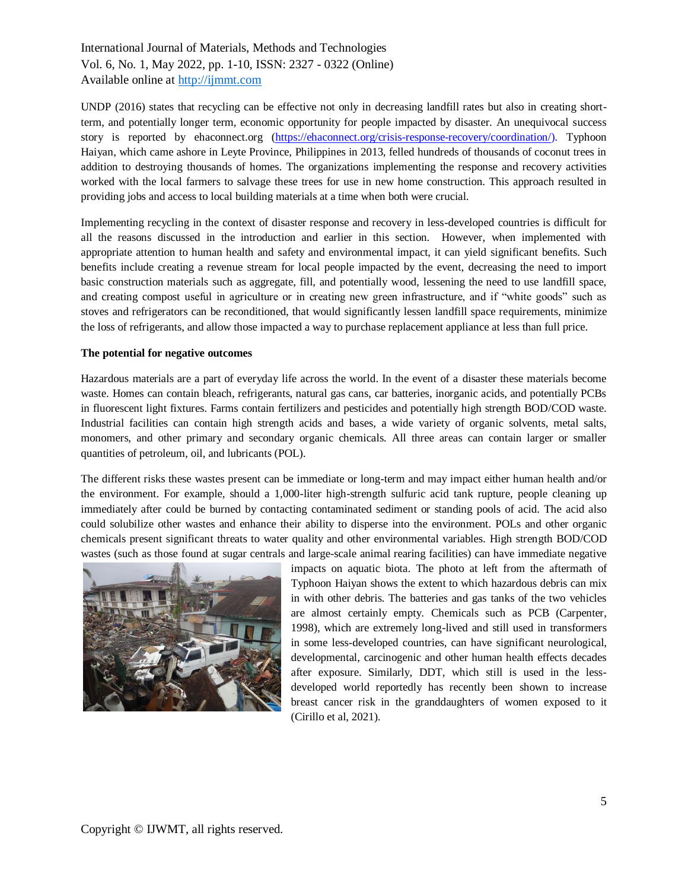UNDP (2016) states that recycling can be effective not only in decreasing landfill rates but also in creating short-term, and potentially longer term, economic opportunity for people impacted by disaster. An unequivocal success story is reported by ehaconnect.org (https://ehaconnect.org/crisis-response-recovery/coordination/). Typhoon Haiyan, which came ashore in Leyte Province, Philippines in 2013, felled hundreds of thousands of coconut trees in addition to destroying thousands of homes. The organizations implementing the response and recovery activities worked with the local farmers to salvage these trees for use in new home construction. This approach resulted in providing jobs and access to local building materials at a time when both were crucial.

Implementing recycling in the context of disaster response and recovery in less-developed countries is difficult for all the reasons discussed in the introduction and earlier in this section. However, when implemented with appropriate attention to human health and safety and environmental impact, it can yield significant benefits. Such benefits include creating a revenue stream for local people impacted by the event, decreasing the need to import basic construction materials such as aggregate, fill, and potentially wood, lessening the need to use landfill space, and creating compost useful in agriculture or in creating new green infrastructure, and if "white goods" such as stoves and refrigerators can be reconditioned, that would significantly lessen landfill space requirements, minimize the loss of refrigerants, and allow those impacted a way to purchase replacement appliance at less than full price.

**The potential for negative outcomes**

Hazardous materials are a part of everyday life across the world. In the event of a disaster these materials become waste. Homes can contain bleach, refrigerants, natural gas cans, car batteries, inorganic acids, and potentially PCBs in fluorescent light fixtures. Farms contain fertilizers and pesticides and potentially high strength BOD/COD waste. Industrial facilities can contain high strength acids and bases, a wide variety of organic solvents, metal salts, monomers, and other primary and secondary organic chemicals. All three areas can contain larger or smaller quantities of petroleum, oil, and lubricants (POL).

The different risks these wastes present can be immediate or long-term and may impact either human health and/or the environment. For example, should a 1,000-liter high-strength sulfuric acid tank rupture, people cleaning up immediately after could be burned by contacting contaminated sediment or standing pools of acid. The acid also could solubilize other wastes and enhance their ability to disperse into the environment. POLs and other organic chemicals present significant threats to water quality and other environmental variables. High strength BOD/COD wastes (such as those found at sugar centrals and large-scale animal rearing facilities) can have immediate negative impacts on aquatic biota. The photo at left from the aftermath of Typhoon Haiyan shows the extent to which hazardous debris can mix in with other debris. The batteries and gas tanks of the two vehicles are almost certainly empty. Chemicals such as PCB (Carpenter, 1998), which are extremely long-lived and still used in transformers in some less-developed countries, can have significant neurological, developmental, carcinogenic and other human health effects decades after exposure. Similarly, DDT, which still is used in the less-developed world reportedly has recently been shown to increase breast cancer risk in the granddaughters of women exposed to it (Cirillo et al, 2021).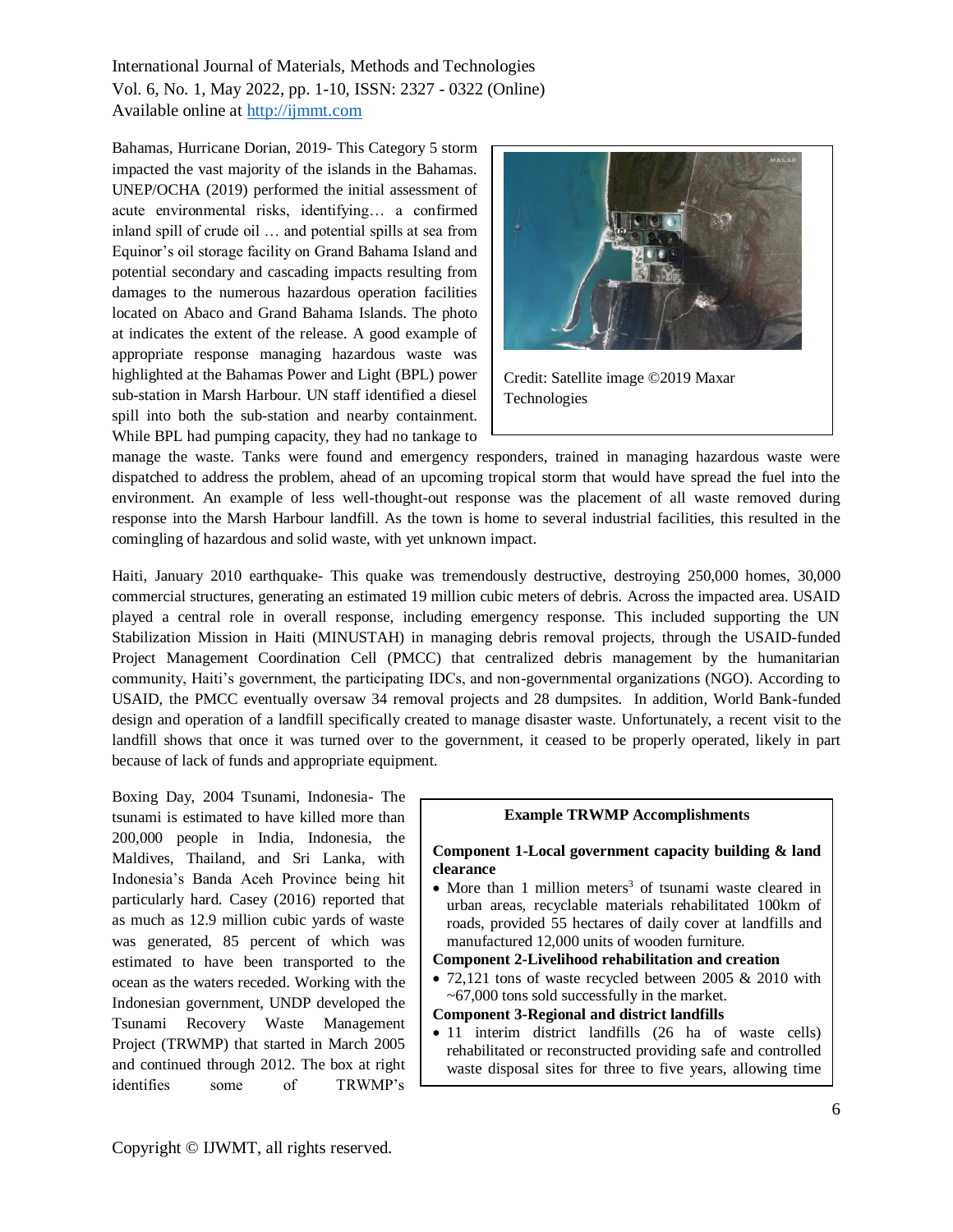Bahamas, Hurricane Dorian, 2019- This Category 5 storm impacted the vast majority of the islands in the Bahamas. UNEP/OCHA (2019) performed the initial assessment of acute environmental risks, identifying… a confirmed inland spill of crude oil … and potential spills at sea from Equinor's oil storage facility on Grand Bahama Island and potential secondary and cascading impacts resulting from damages to the numerous hazardous operation facilities located on Abaco and Grand Bahama Islands. The photo at indicates the extent of the release. A good example of appropriate response managing hazardous waste was highlighted at the Bahamas Power and Light (BPL) power sub-station in Marsh Harbour. UN staff identified a diesel spill into both the sub-station and nearby containment. While BPL had pumping capacity, they had no tankage to manage the waste. Tanks were found and emergency responders, trained in managing hazardous waste were dispatched to address the problem, ahead of an upcoming tropical storm that would have spread the fuel into the environment. An example of less well-thought-out response was the placement of all waste removed during response into the Marsh Harbour landfill. As the town is home to several industrial facilities, this resulted in the comingling of hazardous and solid waste, with yet unknown impact.

Credit: Satellite image ©2019 Maxar Technologies

Haiti, January 2010 earthquake- This quake was tremendously destructive, destroying 250,000 homes, 30,000 commercial structures, generating an estimated 19 million cubic meters of debris. Across the impacted area. USAID played a central role in overall response, including emergency response. This included supporting the UN Stabilization Mission in Haiti (MINUSTAH) in managing debris removal projects, through the USAID-funded Project Management Coordination Cell (PMCC) that centralized debris management by the humanitarian community, Haiti's government, the participating IDCs, and non-governmental organizations (NGO). According to USAID, the PMCC eventually oversaw 34 removal projects and 28 dumpsites. In addition, World Bank-funded design and operation of a landfill specifically created to manage disaster waste. Unfortunately, a recent visit to the landfill shows that once it was turned over to the government, it ceased to be properly operated, likely in part because of lack of funds and appropriate equipment.

Boxing Day, 2004 Tsunami, Indonesia- The tsunami is estimated to have killed more than 200,000 people in India, Indonesia, the Maldives, Thailand, and Sri Lanka, with Indonesia's Banda Aceh Province being hit particularly hard. Casey (2016) reported that as much as 12.9 million cubic yards of waste was generated, 85 percent of which was estimated to have been transported to the ocean as the waters receded. Working with the Indonesian government, UNDP developed the Tsunami Recovery Waste Management Project (TRWMP) that started in March 2005 and continued through 2012. The box at right identifies some of TRWMP's

**Example TRWMP Accomplishments**

**Component 1-Local government capacity building & land clearance**

- More than 1 million meters$^3$ of tsunami waste cleared in urban areas, recyclable materials rehabilitated 100km of roads, provided 55 hectares of daily cover at landfills and manufactured 12,000 units of wooden furniture.

**Component 2-Livelihood rehabilitation and creation**

- 72,121 tons of waste recycled between 2005 & 2010 with ~67,000 tons sold successfully in the market.

**Component 3-Regional and district landfills**

- 11 interim district landfills (26 ha of waste cells) rehabilitated or reconstructed providing safe and controlled waste disposal sites for three to five years, allowing time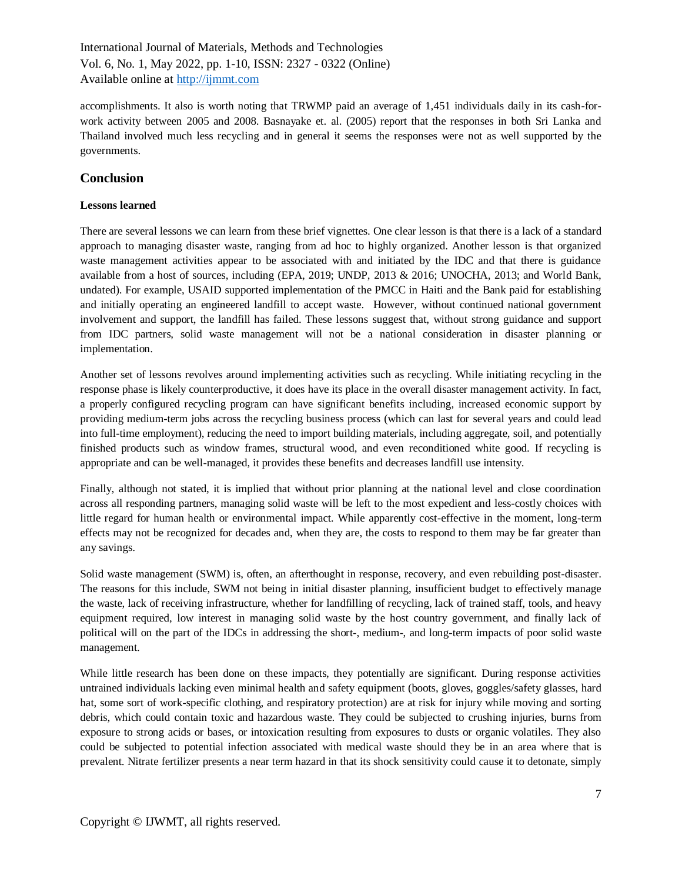accomplishments. It also is worth noting that TRWMP paid an average of 1,451 individuals daily in its cash-for-work activity between 2005 and 2008. Basnayake et. al. (2005) report that the responses in both Sri Lanka and Thailand involved much less recycling and in general it seems the responses were not as well supported by the governments.

## Conclusion

### Lessons learned

There are several lessons we can learn from these brief vignettes. One clear lesson is that there is a lack of a standard approach to managing disaster waste, ranging from ad hoc to highly organized. Another lesson is that organized waste management activities appear to be associated with and initiated by the IDC and that there is guidance available from a host of sources, including (EPA, 2019; UNDP, 2013 & 2016; UNOCHA, 2013; and World Bank, undated). For example, USAID supported implementation of the PMCC in Haiti and the Bank paid for establishing and initially operating an engineered landfill to accept waste. However, without continued national government involvement and support, the landfill has failed. These lessons suggest that, without strong guidance and support from IDC partners, solid waste management will not be a national consideration in disaster planning or implementation.

Another set of lessons revolves around implementing activities such as recycling. While initiating recycling in the response phase is likely counterproductive, it does have its place in the overall disaster management activity. In fact, a properly configured recycling program can have significant benefits including, increased economic support by providing medium-term jobs across the recycling business process (which can last for several years and could lead into full-time employment), reducing the need to import building materials, including aggregate, soil, and potentially finished products such as window frames, structural wood, and even reconditioned white good. If recycling is appropriate and can be well-managed, it provides these benefits and decreases landfill use intensity.

Finally, although not stated, it is implied that without prior planning at the national level and close coordination across all responding partners, managing solid waste will be left to the most expedient and less-costly choices with little regard for human health or environmental impact. While apparently cost-effective in the moment, long-term effects may not be recognized for decades and, when they are, the costs to respond to them may be far greater than any savings.

Solid waste management (SWM) is, often, an afterthought in response, recovery, and even rebuilding post-disaster. The reasons for this include, SWM not being in initial disaster planning, insufficient budget to effectively manage the waste, lack of receiving infrastructure, whether for landfilling of recycling, lack of trained staff, tools, and heavy equipment required, low interest in managing solid waste by the host country government, and finally lack of political will on the part of the IDCs in addressing the short-, medium-, and long-term impacts of poor solid waste management.

While little research has been done on these impacts, they potentially are significant. During response activities untrained individuals lacking even minimal health and safety equipment (boots, gloves, goggles/safety glasses, hard hat, some sort of work-specific clothing, and respiratory protection) are at risk for injury while moving and sorting debris, which could contain toxic and hazardous waste. They could be subjected to crushing injuries, burns from exposure to strong acids or bases, or intoxication resulting from exposures to dusts or organic volatiles. They also could be subjected to potential infection associated with medical waste should they be in an area where that is prevalent. Nitrate fertilizer presents a near term hazard in that its shock sensitivity could cause it to detonate, simply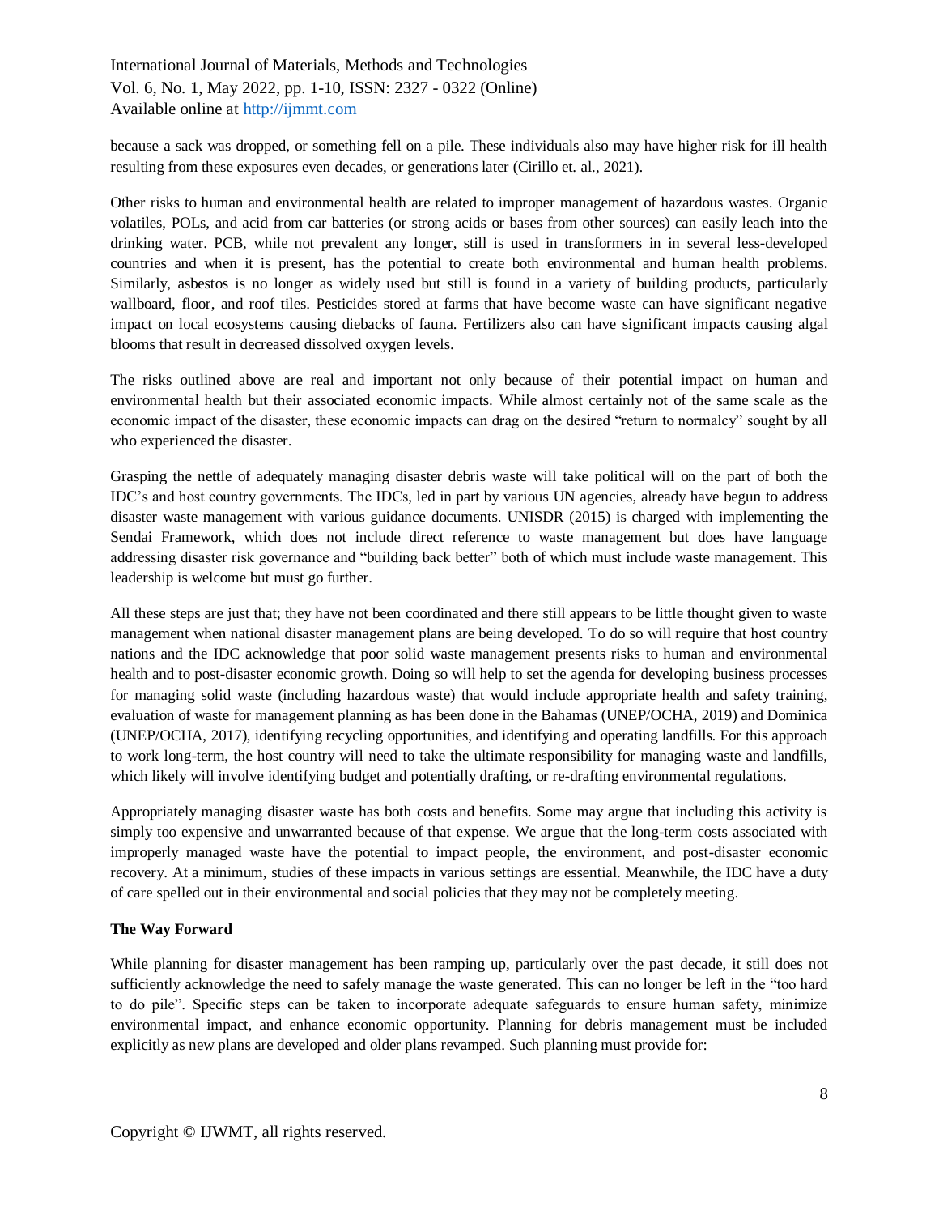because a sack was dropped, or something fell on a pile. These individuals also may have higher risk for ill health resulting from these exposures even decades, or generations later (Cirillo et. al., 2021).

Other risks to human and environmental health are related to improper management of hazardous wastes. Organic volatiles, POLs, and acid from car batteries (or strong acids or bases from other sources) can easily leach into the drinking water. PCB, while not prevalent any longer, still is used in transformers in in several less-developed countries and when it is present, has the potential to create both environmental and human health problems. Similarly, asbestos is no longer as widely used but still is found in a variety of building products, particularly wallboard, floor, and roof tiles. Pesticides stored at farms that have become waste can have significant negative impact on local ecosystems causing diebacks of fauna. Fertilizers also can have significant impacts causing algal blooms that result in decreased dissolved oxygen levels.

The risks outlined above are real and important not only because of their potential impact on human and environmental health but their associated economic impacts. While almost certainly not of the same scale as the economic impact of the disaster, these economic impacts can drag on the desired "return to normalcy" sought by all who experienced the disaster.

Grasping the nettle of adequately managing disaster debris waste will take political will on the part of both the IDC's and host country governments. The IDCs, led in part by various UN agencies, already have begun to address disaster waste management with various guidance documents. UNISDR (2015) is charged with implementing the Sendai Framework, which does not include direct reference to waste management but does have language addressing disaster risk governance and "building back better" both of which must include waste management. This leadership is welcome but must go further.

All these steps are just that; they have not been coordinated and there still appears to be little thought given to waste management when national disaster management plans are being developed. To do so will require that host country nations and the IDC acknowledge that poor solid waste management presents risks to human and environmental health and to post-disaster economic growth. Doing so will help to set the agenda for developing business processes for managing solid waste (including hazardous waste) that would include appropriate health and safety training, evaluation of waste for management planning as has been done in the Bahamas (UNEP/OCHA, 2019) and Dominica (UNEP/OCHA, 2017), identifying recycling opportunities, and identifying and operating landfills. For this approach to work long-term, the host country will need to take the ultimate responsibility for managing waste and landfills, which likely will involve identifying budget and potentially drafting, or re-drafting environmental regulations.

Appropriately managing disaster waste has both costs and benefits. Some may argue that including this activity is simply too expensive and unwarranted because of that expense. We argue that the long-term costs associated with improperly managed waste have the potential to impact people, the environment, and post-disaster economic recovery. At a minimum, studies of these impacts in various settings are essential. Meanwhile, the IDC have a duty of care spelled out in their environmental and social policies that they may not be completely meeting.

**The Way Forward**

While planning for disaster management has been ramping up, particularly over the past decade, it still does not sufficiently acknowledge the need to safely manage the waste generated. This can no longer be left in the "too hard to do pile". Specific steps can be taken to incorporate adequate safeguards to ensure human safety, minimize environmental impact, and enhance economic opportunity. Planning for debris management must be included explicitly as new plans are developed and older plans revamped. Such planning must provide for: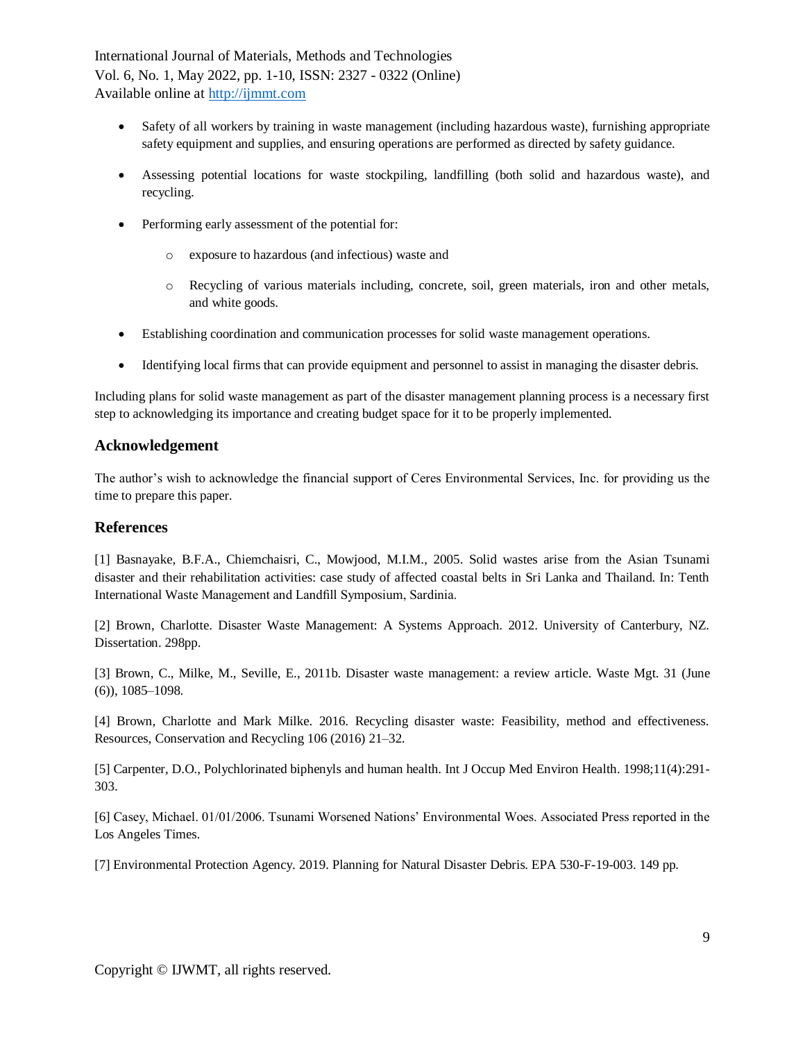- Safety of all workers by training in waste management (including hazardous waste), furnishing appropriate safety equipment and supplies, and ensuring operations are performed as directed by safety guidance.
- Assessing potential locations for waste stockpiling, landfilling (both solid and hazardous waste), and recycling.
- Performing early assessment of the potential for:
  - exposure to hazardous (and infectious) waste and
  - Recycling of various materials including, concrete, soil, green materials, iron and other metals, and white goods.
- Establishing coordination and communication processes for solid waste management operations.
- Identifying local firms that can provide equipment and personnel to assist in managing the disaster debris.

Including plans for solid waste management as part of the disaster management planning process is a necessary first step to acknowledging its importance and creating budget space for it to be properly implemented.

## Acknowledgement

The author's wish to acknowledge the financial support of Ceres Environmental Services, Inc. for providing us the time to prepare this paper.

## References

[1] Basnayake, B.F.A., Chiemchaisri, C., Mowjood, M.I.M., 2005. Solid wastes arise from the Asian Tsunami disaster and their rehabilitation activities: case study of affected coastal belts in Sri Lanka and Thailand. In: Tenth International Waste Management and Landfill Symposium, Sardinia.

[2] Brown, Charlotte. Disaster Waste Management: A Systems Approach. 2012. University of Canterbury, NZ. Dissertation. 298pp.

[3] Brown, C., Milke, M., Seville, E., 2011b. Disaster waste management: a review article. Waste Mgt. 31 (June (6)), 1085–1098.

[4] Brown, Charlotte and Mark Milke. 2016. Recycling disaster waste: Feasibility, method and effectiveness. Resources, Conservation and Recycling 106 (2016) 21–32.

[5] Carpenter, D.O., Polychlorinated biphenyls and human health. Int J Occup Med Environ Health. 1998;11(4):291-303.

[6] Casey, Michael. 01/01/2006. Tsunami Worsened Nations' Environmental Woes. Associated Press reported in the Los Angeles Times.

[7] Environmental Protection Agency. 2019. Planning for Natural Disaster Debris. EPA 530-F-19-003. 149 pp.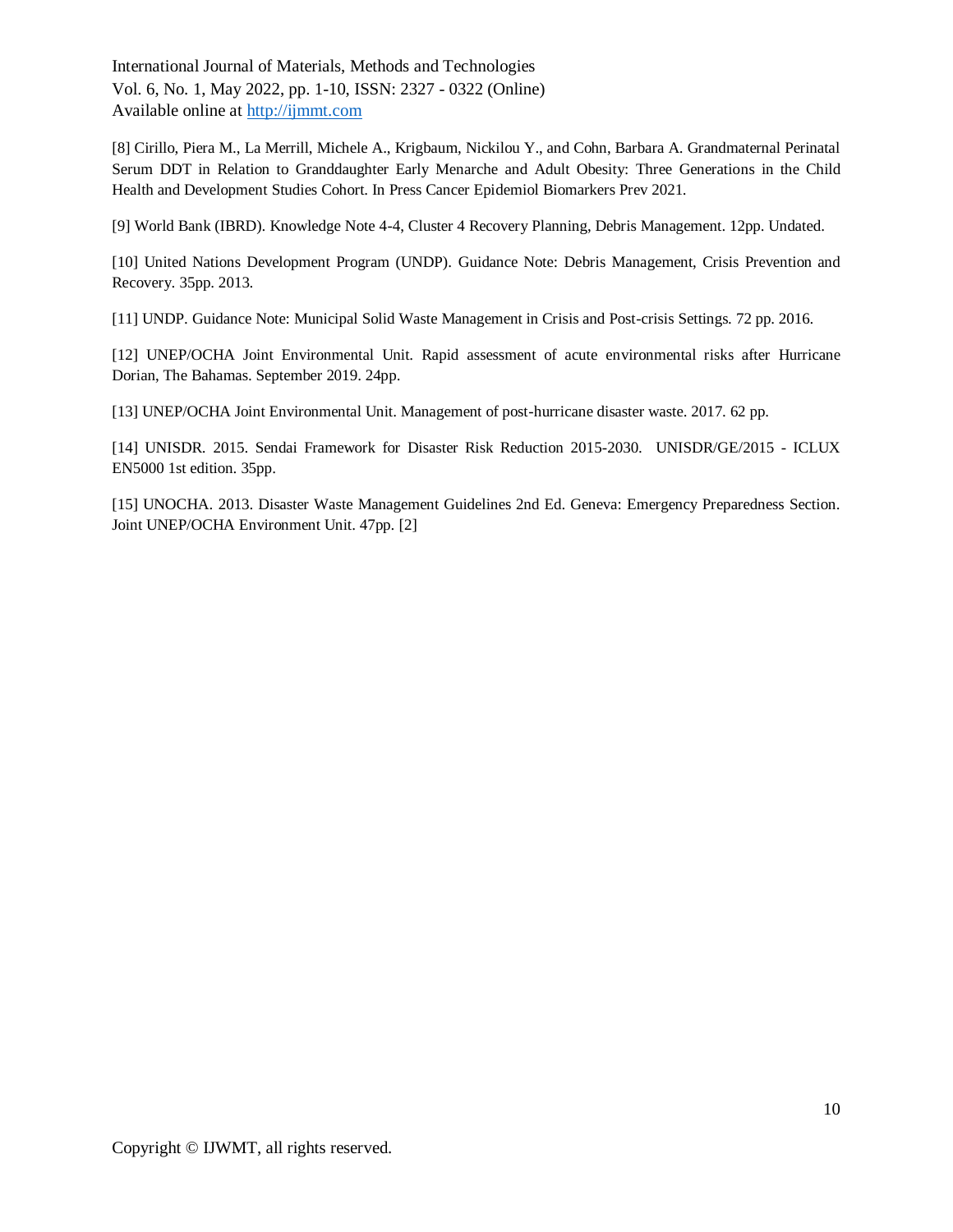[8] Cirillo, Piera M., La Merrill, Michele A., Krigbaum, Nickilou Y., and Cohn, Barbara A. Grandmaternal Perinatal Serum DDT in Relation to Granddaughter Early Menarche and Adult Obesity: Three Generations in the Child Health and Development Studies Cohort. In Press Cancer Epidemiol Biomarkers Prev 2021.

[9] World Bank (IBRD). Knowledge Note 4-4, Cluster 4 Recovery Planning, Debris Management. 12pp. Undated.

[10] United Nations Development Program (UNDP). Guidance Note: Debris Management, Crisis Prevention and Recovery. 35pp. 2013.

[11] UNDP. Guidance Note: Municipal Solid Waste Management in Crisis and Post-crisis Settings. 72 pp. 2016.

[12] UNEP/OCHA Joint Environmental Unit. Rapid assessment of acute environmental risks after Hurricane Dorian, The Bahamas. September 2019. 24pp.

[13] UNEP/OCHA Joint Environmental Unit. Management of post-hurricane disaster waste. 2017. 62 pp.

[14] UNISDR. 2015. Sendai Framework for Disaster Risk Reduction 2015-2030. UNISDR/GE/2015 - ICLUX EN5000 1st edition. 35pp.

[15] UNOCHA. 2013. Disaster Waste Management Guidelines 2nd Ed. Geneva: Emergency Preparedness Section. Joint UNEP/OCHA Environment Unit. 47pp. [2]

Copyright © IJWMT, all rights reserved.